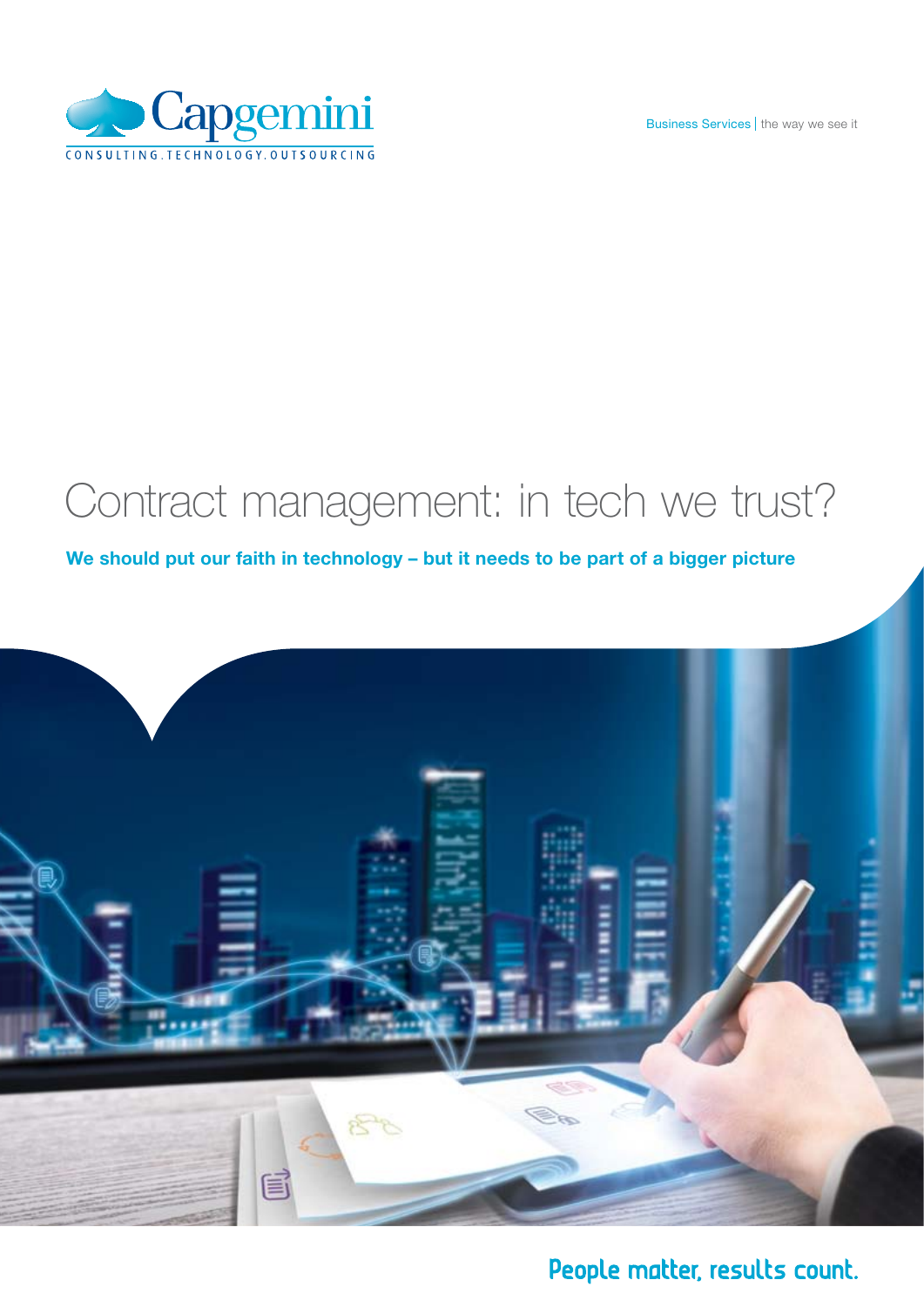Business Services | the way we see it

# Contract management: in tech we trust?

**We should put our faith in technology – but it needs to be part of a bigger picture**

People matter, results count.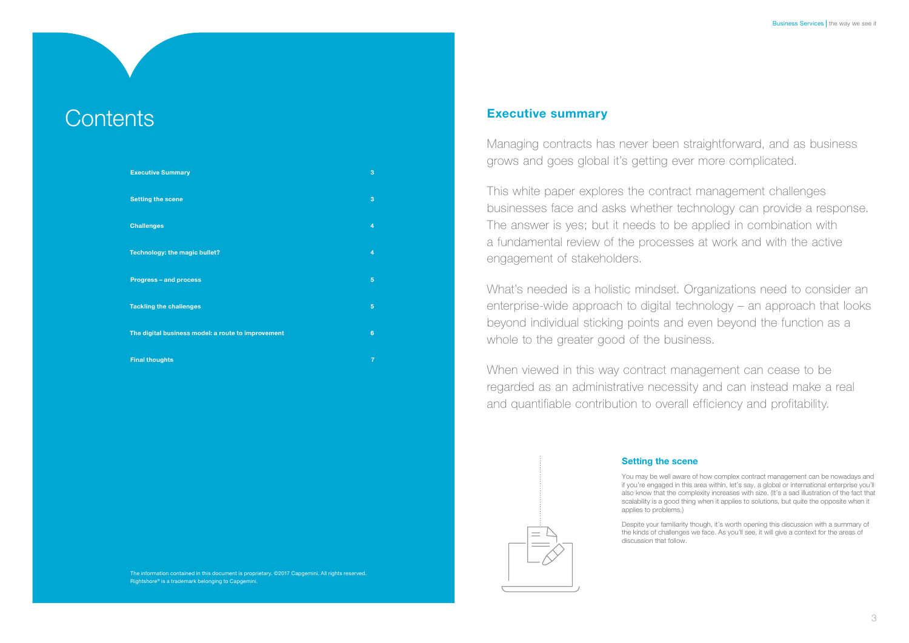# Contents

| | |
|---|---|
| Executive Summary | 3 |
| Setting the scene | 3 |
| Challenges | 4 |
| Technology: the magic bullet? | 4 |
| Progress – and process | 5 |
| Tackling the challenges | 5 |
| The digital business model: a route to improvement | 6 |
| Final thoughts | 7 |

The information contained in this document is proprietary. ©2017 Capgemini. All rights reserved.
Rightshore® is a trademark belonging to Capgemini.

## Executive summary

Managing contracts has never been straightforward, and as business grows and goes global it's getting ever more complicated.

This white paper explores the contract management challenges businesses face and asks whether technology can provide a response. The answer is yes; but it needs to be applied in combination with a fundamental review of the processes at work and with the active engagement of stakeholders.

What's needed is a holistic mindset. Organizations need to consider an enterprise-wide approach to digital technology – an approach that looks beyond individual sticking points and even beyond the function as a whole to the greater good of the business.

When viewed in this way contract management can cease to be regarded as an administrative necessity and can instead make a real and quantifiable contribution to overall efficiency and profitability.

## Setting the scene

You may be well aware of how complex contract management can be nowadays and if you're engaged in this area within, let's say, a global or international enterprise you'll also know that the complexity increases with size. (It's a sad illustration of the fact that scalability is a good thing when it applies to solutions, but quite the opposite when it applies to problems.)

Despite your familiarity though, it's worth opening this discussion with a summary of the kinds of challenges we face. As you'll see, it will give a context for the areas of discussion that follow.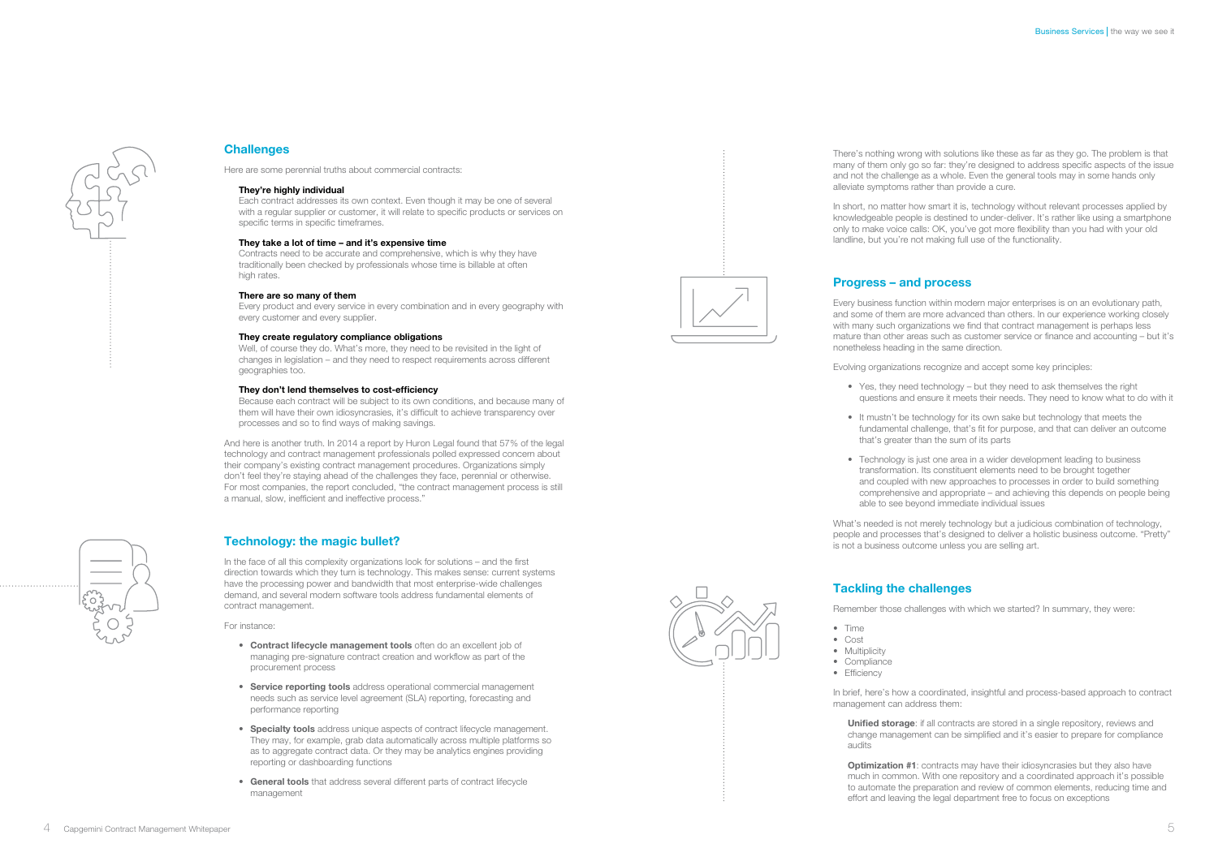## Challenges

Here are some perennial truths about commercial contracts:

**They're highly individual**
Each contract addresses its own context. Even though it may be one of several with a regular supplier or customer, it will relate to specific products or services on specific terms in specific timeframes.

**They take a lot of time – and it's expensive time**
Contracts need to be accurate and comprehensive, which is why they have traditionally been checked by professionals whose time is billable at often high rates.

**There are so many of them**
Every product and every service in every combination and in every geography with every customer and every supplier.

**They create regulatory compliance obligations**
Well, of course they do. What's more, they need to be revisited in the light of changes in legislation – and they need to respect requirements across different geographies too.

**They don't lend themselves to cost-efficiency**
Because each contract will be subject to its own conditions, and because many of them will have their own idiosyncrasies, it's difficult to achieve transparency over processes and so to find ways of making savings.

And here is another truth. In 2014 a report by Huron Legal found that 57% of the legal technology and contract management professionals polled expressed concern about their company's existing contract management procedures. Organizations simply don't feel they're staying ahead of the challenges they face, perennial or otherwise. For most companies, the report concluded, "the contract management process is still a manual, slow, inefficient and ineffective process."

## Technology: the magic bullet?

In the face of all this complexity organizations look for solutions – and the first direction towards which they turn is technology. This makes sense: current systems have the processing power and bandwidth that most enterprise-wide challenges demand, and several modern software tools address fundamental elements of contract management.

For instance:

- **Contract lifecycle management tools** often do an excellent job of managing pre-signature contract creation and workflow as part of the procurement process
- **Service reporting tools** address operational commercial management needs such as service level agreement (SLA) reporting, forecasting and performance reporting
- **Specialty tools** address unique aspects of contract lifecycle management. They may, for example, grab data automatically across multiple platforms so as to aggregate contract data. Or they may be analytics engines providing reporting or dashboarding functions
- **General tools** that address several different parts of contract lifecycle management

There's nothing wrong with solutions like these as far as they go. The problem is that many of them only go so far: they're designed to address specific aspects of the issue and not the challenge as a whole. Even the general tools may in some hands only alleviate symptoms rather than provide a cure.

In short, no matter how smart it is, technology without relevant processes applied by knowledgeable people is destined to under-deliver. It's rather like using a smartphone only to make voice calls: OK, you've got more flexibility than you had with your old landline, but you're not making full use of the functionality.

## Progress – and process

Every business function within modern major enterprises is on an evolutionary path, and some of them are more advanced than others. In our experience working closely with many such organizations we find that contract management is perhaps less mature than other areas such as customer service or finance and accounting – but it's nonetheless heading in the same direction.

Evolving organizations recognize and accept some key principles:

- Yes, they need technology – but they need to ask themselves the right questions and ensure it meets their needs. They need to know what to do with it
- It mustn't be technology for its own sake but technology that meets the fundamental challenge, that's fit for purpose, and that can deliver an outcome that's greater than the sum of its parts
- Technology is just one area in a wider development leading to business transformation. Its constituent elements need to be brought together and coupled with new approaches to processes in order to build something comprehensive and appropriate – and achieving this depends on people being able to see beyond immediate individual issues

What's needed is not merely technology but a judicious combination of technology, people and processes that's designed to deliver a holistic business outcome. "Pretty" is not a business outcome unless you are selling art.

## Tackling the challenges

Remember those challenges with which we started? In summary, they were:

- Time
- Cost
- Multiplicity
- Compliance
- Efficiency

In brief, here's how a coordinated, insightful and process-based approach to contract management can address them:

**Unified storage**: if all contracts are stored in a single repository, reviews and change management can be simplified and it's easier to prepare for compliance audits

**Optimization #1**: contracts may have their idiosyncrasies but they also have much in common. With one repository and a coordinated approach it's possible to automate the preparation and review of common elements, reducing time and effort and leaving the legal department free to focus on exceptions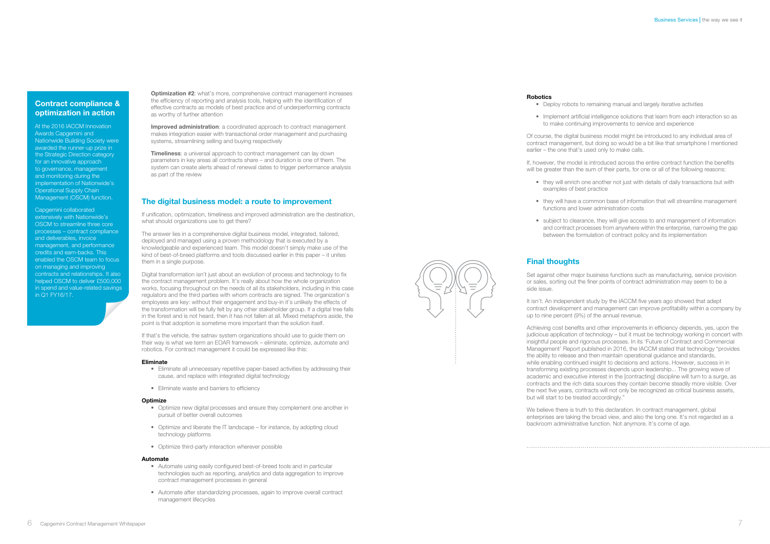## Contract compliance & optimization in action

At the 2016 IACCM Innovation Awards Capgemini and Nationwide Building Society were awarded the runner-up prize in the Strategic Direction category for an innovative approach to governance, management and monitoring during the implementation of Nationwide's Operational Supply Chain Management (OSCM) function.

Capgemini collaborated extensively with Nationwide's OSCM to streamline three core processes – contract compliance and deliverables, invoice management, and performance credits and earn-backs. This enabled the OSCM team to focus on managing and improving contracts and relationships. It also helped OSCM to deliver £500,000 in spend and value-related savings in Q1 FY16/17.

**Optimization #2**: what's more, comprehensive contract management increases the efficiency of reporting and analysis tools, helping with the identification of effective contracts as models of best practice and of underperforming contracts as worthy of further attention

**Improved administration**: a coordinated approach to contract management makes integration easier with transactional order management and purchasing systems, streamlining selling and buying respectively

**Timeliness**: a universal approach to contract management can lay down parameters in key areas all contracts share – and duration is one of them. The system can create alerts ahead of renewal dates to trigger performance analysis as part of the review

## The digital business model: a route to improvement

If unification, optimization, timeliness and improved administration are the destination, what should organizations use to get there?

The answer lies in a comprehensive digital business model, integrated, tailored, deployed and managed using a proven methodology that is executed by a knowledgeable and experienced team. This model doesn't simply make use of the kind of best-of-breed platforms and tools discussed earlier in this paper – it unites them in a single purpose.

Digital transformation isn't just about an evolution of process and technology to fix the contract management problem. It's really about how the whole organization works, focusing throughout on the needs of all its stakeholders, including in this case regulators and the third parties with whom contracts are signed. The organization's employees are key: without their engagement and buy-in it's unlikely the effects of the transformation will be fully felt by any other stakeholder group. If a digital tree falls in the forest and is not heard, then it has not fallen at all. Mixed metaphors aside, the point is that adoption is sometime more important than the solution itself.

If that's the vehicle, the satnav system organizations should use to guide them on their way is what we term an EOAR framework – eliminate, optimize, automate and robotics. For contract management it could be expressed like this:

**Eliminate**

- Eliminate all unnecessary repetitive paper-based activities by addressing their cause, and replace with integrated digital technology
- Eliminate waste and barriers to efficiency

**Optimize**

- Optimize new digital processes and ensure they complement one another in pursuit of better overall outcomes
- Optimize and liberate the IT landscape – for instance, by adopting cloud technology platforms
- Optimize third-party interaction wherever possible

**Automate**

- Automate using easily configured best-of-breed tools and in particular technologies such as reporting, analytics and data aggregation to improve contract management processes in general
- Automate after standardizing processes, again to improve overall contract management lifecycles

**Robotics**

- Deploy robots to remaining manual and largely iterative activities
- Implement artificial intelligence solutions that learn from each interaction so as to make continuing improvements to service and experience

Of course, the digital business model might be introduced to any individual area of contract management, but doing so would be a bit like that smartphone I mentioned earlier – the one that's used only to make calls.

If, however, the model is introduced across the entire contract function the benefits will be greater than the sum of their parts, for one or all of the following reasons:

- they will enrich one another not just with details of daily transactions but with examples of best practice
- they will have a common base of information that will streamline management functions and lower administration costs
- subject to clearance, they will give access to and management of information and contract processes from anywhere within the enterprise, narrowing the gap between the formulation of contract policy and its implementation

## Final thoughts

Set against other major business functions such as manufacturing, service provision or sales, sorting out the finer points of contract administration may seem to be a side issue.

It isn't. An independent study by the IACCM five years ago showed that adept contract development and management can improve profitability within a company by up to nine percent (9%) of the annual revenue.

Achieving cost benefits and other improvements in efficiency depends, yes, upon the judicious application of technology – but it must be technology working in concert with insightful people and rigorous processes. In its 'Future of Contract and Commercial Management' Report published in 2016, the IACCM stated that technology "provides the ability to release and then maintain operational guidance and standards, while enabling continued insight to decisions and actions. However, success in in transforming existing processes depends upon leadership... The growing wave of academic and executive interest in the [contracting] discipline will turn to a surge, as contracts and the rich data sources they contain become steadily more visible. Over the next five years, contracts will not only be recognized as critical business assets, but will start to be treated accordingly."

We believe there is truth to this declaration. In contract management, global enterprises are taking the broad view, and also the long one. It's not regarded as a backroom administrative function. Not anymore. It's come of age.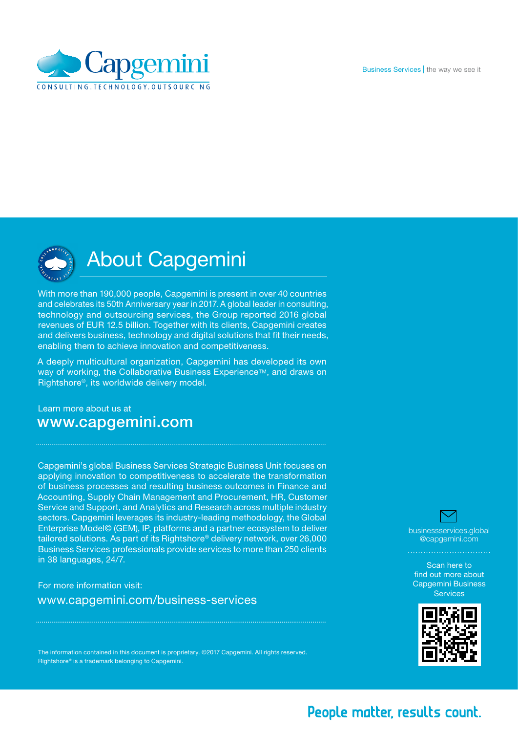Business Services | the way we see it

# About Capgemini

With more than 190,000 people, Capgemini is present in over 40 countries and celebrates its 50th Anniversary year in 2017. A global leader in consulting, technology and outsourcing services, the Group reported 2016 global revenues of EUR 12.5 billion. Together with its clients, Capgemini creates and delivers business, technology and digital solutions that fit their needs, enabling them to achieve innovation and competitiveness.

A deeply multicultural organization, Capgemini has developed its own way of working, the Collaborative Business Experience™, and draws on Rightshore®, its worldwide delivery model.

Learn more about us at

**www.capgemini.com**

Capgemini's global Business Services Strategic Business Unit focuses on applying innovation to competitiveness to accelerate the transformation of business processes and resulting business outcomes in Finance and Accounting, Supply Chain Management and Procurement, HR, Customer Service and Support, and Analytics and Research across multiple industry sectors. Capgemini leverages its industry-leading methodology, the Global Enterprise Model© (GEM), IP, platforms and a partner ecosystem to deliver tailored solutions. As part of its Rightshore® delivery network, over 26,000 Business Services professionals provide services to more than 250 clients in 38 languages, 24/7.

For more information visit:

www.capgemini.com/business-services

businessservices.global@capgemini.com

Scan here to find out more about Capgemini Business Services

The information contained in this document is proprietary. ©2017 Capgemini. All rights reserved.
Rightshore® is a trademark belonging to Capgemini.

People matter, results count.